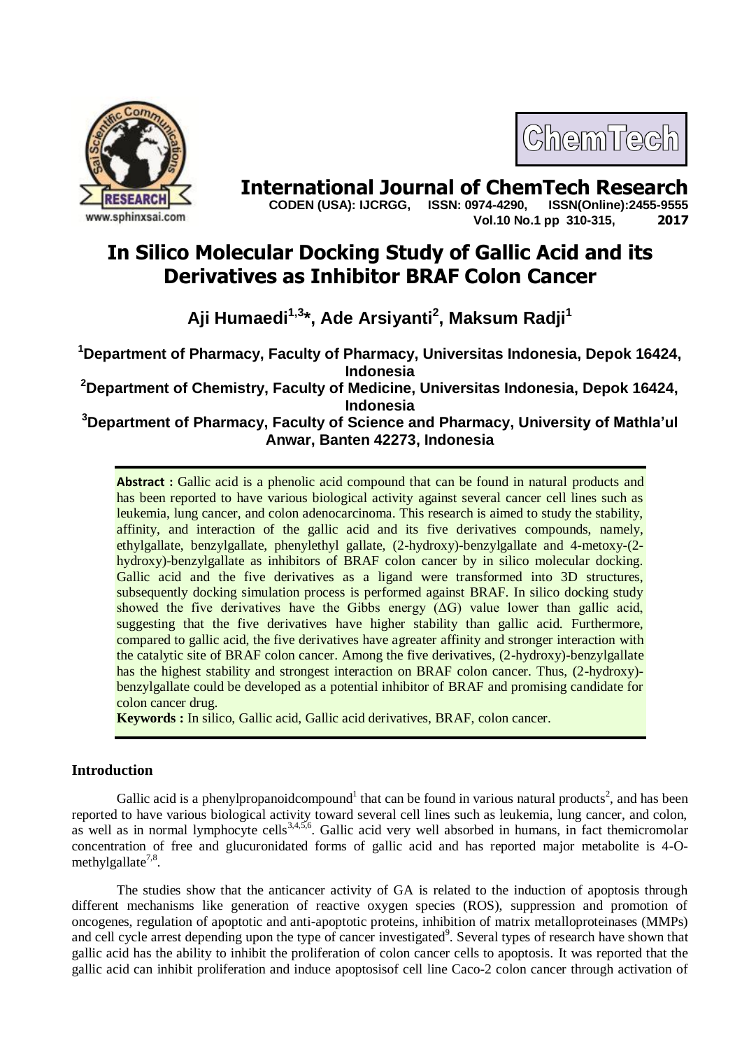# International Journal of ChemTech Research

**CODEN (USA): IJCRGG, ISSN: 0974-4290, ISSN(Online):2455-9555**
**Vol.10 No.1 pp 310-315, 2017**

# In Silico Molecular Docking Study of Gallic Acid and its Derivatives as Inhibitor BRAF Colon Cancer

**Aji Humaedi[1,3]*, Ade Arsiyanti[2], Maksum Radji[1]**

[1]Department of Pharmacy, Faculty of Pharmacy, Universitas Indonesia, Depok 16424, Indonesia

[2]Department of Chemistry, Faculty of Medicine, Universitas Indonesia, Depok 16424, Indonesia

[3]Department of Pharmacy, Faculty of Science and Pharmacy, University of Mathla'ul Anwar, Banten 42273, Indonesia

**Abstract :** Gallic acid is a phenolic acid compound that can be found in natural products and has been reported to have various biological activity against several cancer cell lines such as leukemia, lung cancer, and colon adenocarcinoma. This research is aimed to study the stability, affinity, and interaction of the gallic acid and its five derivatives compounds, namely, ethylgallate, benzylgallate, phenylethyl gallate, (2-hydroxy)-benzylgallate and 4-metoxy-(2-hydroxy)-benzylgallate as inhibitors of BRAF colon cancer by in silico molecular docking. Gallic acid and the five derivatives as a ligand were transformed into 3D structures, subsequently docking simulation process is performed against BRAF. In silico docking study showed the five derivatives have the Gibbs energy (ΔG) value lower than gallic acid, suggesting that the five derivatives have higher stability than gallic acid. Furthermore, compared to gallic acid, the five derivatives have agreater affinity and stronger interaction with the catalytic site of BRAF colon cancer. Among the five derivatives, (2-hydroxy)-benzylgallate has the highest stability and strongest interaction on BRAF colon cancer. Thus, (2-hydroxy)-benzylgallate could be developed as a potential inhibitor of BRAF and promising candidate for colon cancer drug.

**Keywords :** In silico, Gallic acid, Gallic acid derivatives, BRAF, colon cancer.

## Introduction

Gallic acid is a phenylpropanoidcompound[1] that can be found in various natural products[2], and has been reported to have various biological activity toward several cell lines such as leukemia, lung cancer, and colon, as well as in normal lymphocyte cells[3,4,5,6]. Gallic acid very well absorbed in humans, in fact themicromolar concentration of free and glucuronidated forms of gallic acid and has reported major metabolite is 4-O-methylgallate[7,8].

The studies show that the anticancer activity of GA is related to the induction of apoptosis through different mechanisms like generation of reactive oxygen species (ROS), suppression and promotion of oncogenes, regulation of apoptotic and anti-apoptotic proteins, inhibition of matrix metalloproteinases (MMPs) and cell cycle arrest depending upon the type of cancer investigated[9]. Several types of research have shown that gallic acid has the ability to inhibit the proliferation of colon cancer cells to apoptosis. It was reported that the gallic acid can inhibit proliferation and induce apoptosisof cell line Caco-2 colon cancer through activation of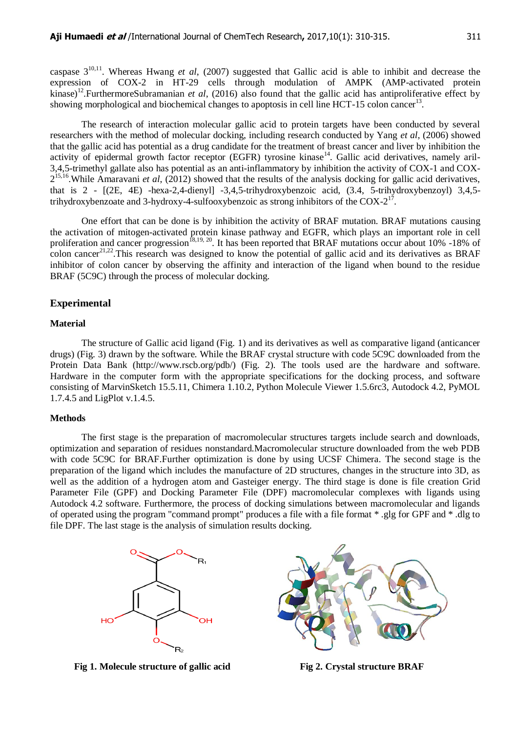caspase 3[10,11]. Whereas Hwang *et al*, (2007) suggested that Gallic acid is able to inhibit and decrease the expression of COX-2 in HT-29 cells through modulation of AMPK (AMP-activated protein kinase)[12].FurthermoreSubramanian *et al*, (2016) also found that the gallic acid has antiproliferative effect by showing morphological and biochemical changes to apoptosis in cell line HCT-15 colon cancer[13].

The research of interaction molecular gallic acid to protein targets have been conducted by several researchers with the method of molecular docking, including research conducted by Yang *et al*, (2006) showed that the gallic acid has potential as a drug candidate for the treatment of breast cancer and liver by inhibition the activity of epidermal growth factor receptor (EGFR) tyrosine kinase[14]. Gallic acid derivatives, namely aril-3,4,5-trimethyl gallate also has potential as an anti-inflammatory by inhibition the activity of COX-1 and COX-2[15,16].While Amaravani *et al*, (2012) showed that the results of the analysis docking for gallic acid derivatives, that is 2 - [(2E, 4E) -hexa-2,4-dienyl] -3,4,5-trihydroxybenzoic acid, (3.4, 5-trihydroxybenzoyl) 3,4,5-trihydroxybenzoate and 3-hydroxy-4-sulfooxybenzoic as strong inhibitors of the COX-2[17].

One effort that can be done is by inhibition the activity of BRAF mutation. BRAF mutations causing the activation of mitogen-activated protein kinase pathway and EGFR, which plays an important role in cell proliferation and cancer progression[18,19, 20]. It has been reported that BRAF mutations occur about 10% -18% of colon cancer[21,22].This research was designed to know the potential of gallic acid and its derivatives as BRAF inhibitor of colon cancer by observing the affinity and interaction of the ligand when bound to the residue BRAF (5C9C) through the process of molecular docking.

## Experimental

### Material

The structure of Gallic acid ligand (Fig. 1) and its derivatives as well as comparative ligand (anticancer drugs) (Fig. 3) drawn by the software. While the BRAF crystal structure with code 5C9C downloaded from the Protein Data Bank (http://www.rscb.org/pdb/) (Fig. 2). The tools used are the hardware and software. Hardware in the computer form with the appropriate specifications for the docking process, and software consisting of MarvinSketch 15.5.11, Chimera 1.10.2, Python Molecule Viewer 1.5.6rc3, Autodock 4.2, PyMOL 1.7.4.5 and LigPlot v.1.4.5.

### Methods

The first stage is the preparation of macromolecular structures targets include search and downloads, optimization and separation of residues nonstandard.Macromolecular structure downloaded from the web PDB with code 5C9C for BRAF.Further optimization is done by using UCSF Chimera. The second stage is the preparation of the ligand which includes the manufacture of 2D structures, changes in the structure into 3D, as well as the addition of a hydrogen atom and Gasteiger energy. The third stage is done is file creation Grid Parameter File (GPF) and Docking Parameter File (DPF) macromolecular complexes with ligands using Autodock 4.2 software. Furthermore, the process of docking simulations between macromolecular and ligands of operated using the program "command prompt" produces a file with a file format * .glg for GPF and * .dlg to file DPF. The last stage is the analysis of simulation results docking.

**Fig 1. Molecule structure of gallic acid**

**Fig 2. Crystal structure BRAF**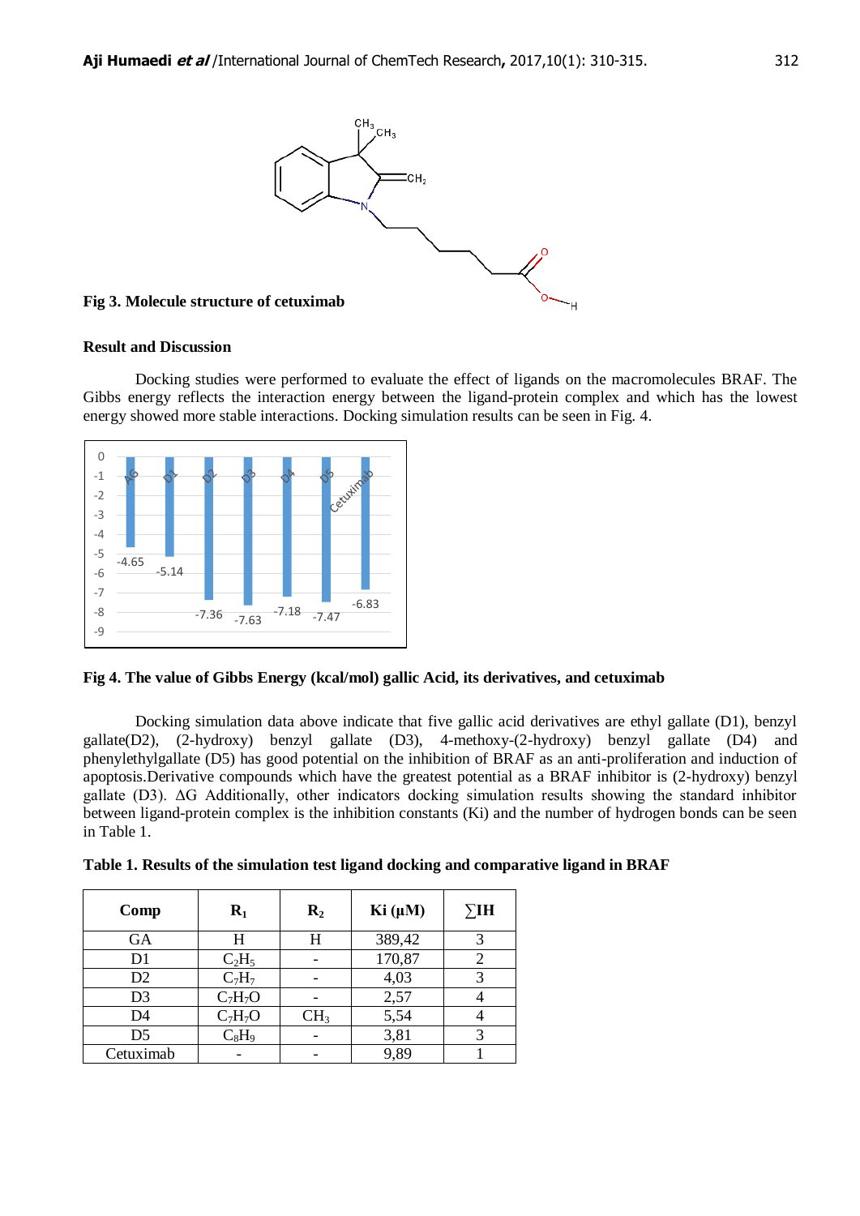**Fig 3. Molecule structure of cetuximab**

**Result and Discussion**

Docking studies were performed to evaluate the effect of ligands on the macromolecules BRAF. The Gibbs energy reflects the interaction energy between the ligand-protein complex and which has the lowest energy showed more stable interactions. Docking simulation results can be seen in Fig. 4.

**Fig 4. The value of Gibbs Energy (kcal/mol) gallic Acid, its derivatives, and cetuximab**

Docking simulation data above indicate that five gallic acid derivatives are ethyl gallate (D1), benzyl gallate(D2), (2-hydroxy) benzyl gallate (D3), 4-methoxy-(2-hydroxy) benzyl gallate (D4) and phenylethylgallate (D5) has good potential on the inhibition of BRAF as an anti-proliferation and induction of apoptosis.Derivative compounds which have the greatest potential as a BRAF inhibitor is (2-hydroxy) benzyl gallate (D3). ΔG Additionally, other indicators docking simulation results showing the standard inhibitor between ligand-protein complex is the inhibition constants (Ki) and the number of hydrogen bonds can be seen in Table 1.

**Table 1. Results of the simulation test ligand docking and comparative ligand in BRAF**

| Comp | $R_1$ | $R_2$ | Ki (μM) | ∑IH |
|---|---|---|---|---|
| GA | H | H | 389,42 | 3 |
| D1 | $C_2H_5$ | - | 170,87 | 2 |
| D2 | $C_7H_7$ | - | 4,03 | 3 |
| D3 | $C_7H_7O$ | - | 2,57 | 4 |
| D4 | $C_7H_7O$ | $CH_3$ | 5,54 | 4 |
| D5 | $C_8H_9$ | - | 3,81 | 3 |
| Cetuximab | - | - | 9,89 | 1 |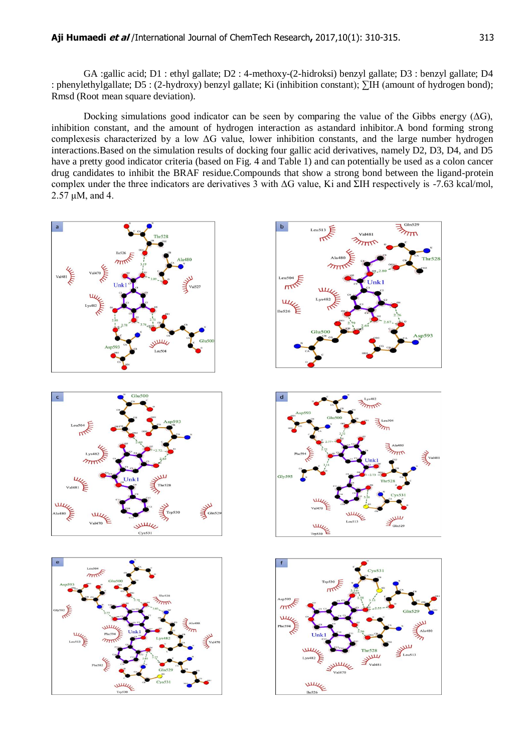GA :gallic acid; D1 : ethyl gallate; D2 : 4-methoxy-(2-hidroksi) benzyl gallate; D3 : benzyl gallate; D4 : phenylethylgallate; D5 : (2-hydroxy) benzyl gallate; Ki (inhibition constant); ∑IH (amount of hydrogen bond); Rmsd (Root mean square deviation).

Docking simulations good indicator can be seen by comparing the value of the Gibbs energy (ΔG), inhibition constant, and the amount of hydrogen interaction as astandard inhibitor.A bond forming strong complexesis characterized by a low ΔG value, lower inhibition constants, and the large number hydrogen interactions.Based on the simulation results of docking four gallic acid derivatives, namely D2, D3, D4, and D5 have a pretty good indicator criteria (based on Fig. 4 and Table 1) and can potentially be used as a colon cancer drug candidates to inhibit the BRAF residue.Compounds that show a strong bond between the ligand-protein complex under the three indicators are derivatives 3 with ΔG value, Ki and ΣIH respectively is -7.63 kcal/mol, 2.57 µM, and 4.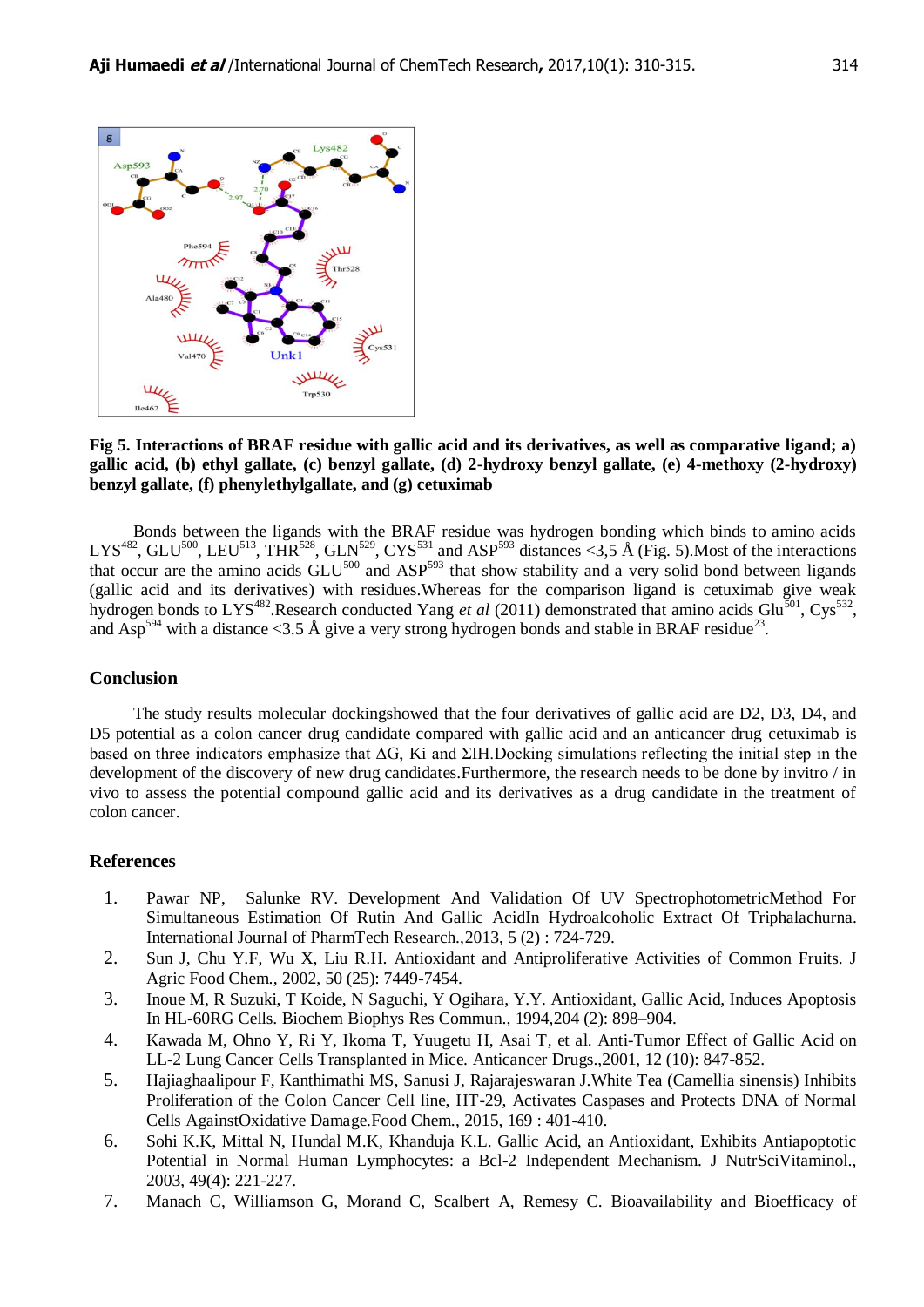Fig 5. **Interactions of BRAF residue with gallic acid and its derivatives, as well as comparative ligand; a) gallic acid, (b) ethyl gallate, (c) benzyl gallate, (d) 2-hydroxy benzyl gallate, (e) 4-methoxy (2-hydroxy) benzyl gallate, (f) phenylethylgallate, and (g) cetuximab**

Bonds between the ligands with the BRAF residue was hydrogen bonding which binds to amino acids $LYS^{482}$, $GLU^{500}$, $LEU^{513}$, $THR^{528}$, $GLN^{529}$, $CYS^{531}$ and $ASP^{593}$ distances <3,5 Å (Fig. 5).Most of the interactions that occur are the amino acids $GLU^{500}$ and $ASP^{593}$ that show stability and a very solid bond between ligands (gallic acid and its derivatives) with residues.Whereas for the comparison ligand is cetuximab give weak hydrogen bonds to $LYS^{482}$.Research conducted Yang *et al* (2011) demonstrated that amino acids $Glu^{501}$, $Cys^{532}$, and $Asp^{594}$ with a distance <3.5 Å give a very strong hydrogen bonds and stable in BRAF residue[23].

## Conclusion

The study results molecular dockingshowed that the four derivatives of gallic acid are D2, D3, D4, and D5 potential as a colon cancer drug candidate compared with gallic acid and an anticancer drug cetuximab is based on three indicators emphasize that ΔG, Ki and ΣIH.Docking simulations reflecting the initial step in the development of the discovery of new drug candidates.Furthermore, the research needs to be done by invitro / in vivo to assess the potential compound gallic acid and its derivatives as a drug candidate in the treatment of colon cancer.

## References

1. Pawar NP, Salunke RV. Development And Validation Of UV SpectrophotometricMethod For Simultaneous Estimation Of Rutin And Gallic AcidIn Hydroalcoholic Extract Of Triphalachurna. International Journal of PharmTech Research.,2013, 5 (2) : 724-729.
2. Sun J, Chu Y.F, Wu X, Liu R.H. Antioxidant and Antiproliferative Activities of Common Fruits. J Agric Food Chem., 2002, 50 (25): 7449-7454.
3. Inoue M, R Suzuki, T Koide, N Saguchi, Y Ogihara, Y.Y. Antioxidant, Gallic Acid, Induces Apoptosis In HL-60RG Cells. Biochem Biophys Res Commun., 1994,204 (2): 898–904.
4. Kawada M, Ohno Y, Ri Y, Ikoma T, Yuugetu H, Asai T, et al. Anti-Tumor Effect of Gallic Acid on LL-2 Lung Cancer Cells Transplanted in Mice. Anticancer Drugs.,2001, 12 (10): 847-852.
5. Hajiaghaalipour F, Kanthimathi MS, Sanusi J, Rajarajeswaran J.White Tea (Camellia sinensis) Inhibits Proliferation of the Colon Cancer Cell line, HT-29, Activates Caspases and Protects DNA of Normal Cells AgainstOxidative Damage.Food Chem., 2015, 169 : 401-410.
6. Sohi K.K, Mittal N, Hundal M.K, Khanduja K.L. Gallic Acid, an Antioxidant, Exhibits Antiapoptotic Potential in Normal Human Lymphocytes: a Bcl-2 Independent Mechanism. J NutrSciVitaminol., 2003, 49(4): 221-227.
7. Manach C, Williamson G, Morand C, Scalbert A, Remesy C. Bioavailability and Bioefficacy of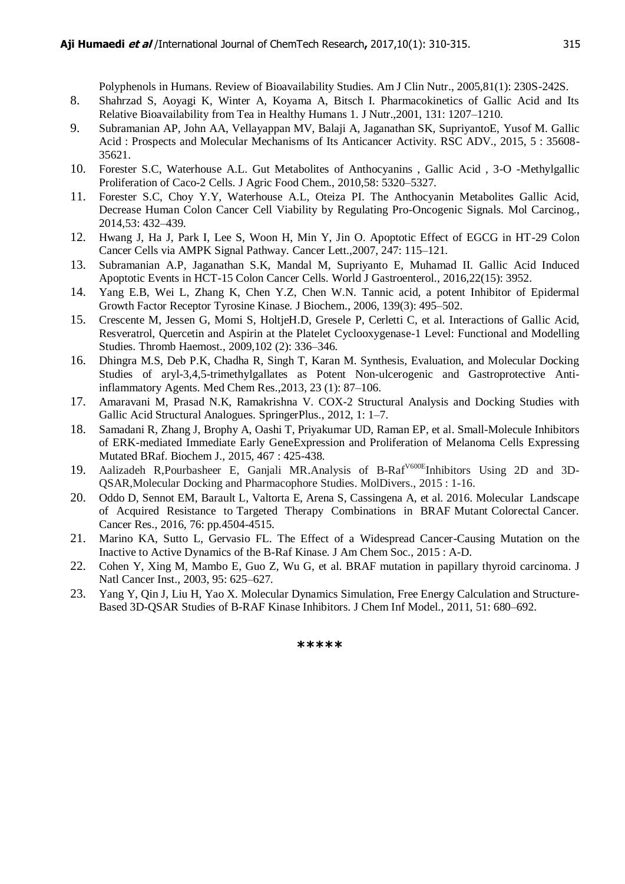Polyphenols in Humans. Review of Bioavailability Studies. Am J Clin Nutr., 2005,81(1): 230S-242S.

8. Shahrzad S, Aoyagi K, Winter A, Koyama A, Bitsch I. Pharmacokinetics of Gallic Acid and Its Relative Bioavailability from Tea in Healthy Humans 1. J Nutr.,2001, 131: 1207–1210.
9. Subramanian AP, John AA, Vellayappan MV, Balaji A, Jaganathan SK, SupriyantoE, Yusof M. Gallic Acid : Prospects and Molecular Mechanisms of Its Anticancer Activity. RSC ADV., 2015, 5 : 35608-35621.
10. Forester S.C, Waterhouse A.L. Gut Metabolites of Anthocyanins , Gallic Acid , 3-O -Methylgallic Proliferation of Caco-2 Cells. J Agric Food Chem., 2010,58: 5320–5327.
11. Forester S.C, Choy Y.Y, Waterhouse A.L, Oteiza PI. The Anthocyanin Metabolites Gallic Acid, Decrease Human Colon Cancer Cell Viability by Regulating Pro-Oncogenic Signals. Mol Carcinog., 2014,53: 432–439.
12. Hwang J, Ha J, Park I, Lee S, Woon H, Min Y, Jin O. Apoptotic Effect of EGCG in HT-29 Colon Cancer Cells via AMPK Signal Pathway. Cancer Lett.,2007, 247: 115–121.
13. Subramanian A.P, Jaganathan S.K, Mandal M, Supriyanto E, Muhamad II. Gallic Acid Induced Apoptotic Events in HCT-15 Colon Cancer Cells. World J Gastroenterol., 2016,22(15): 3952.
14. Yang E.B, Wei L, Zhang K, Chen Y.Z, Chen W.N. Tannic acid, a potent Inhibitor of Epidermal Growth Factor Receptor Tyrosine Kinase. J Biochem., 2006, 139(3): 495–502.
15. Crescente M, Jessen G, Momi S, HoltjeH.D, Gresele P, Cerletti C, et al. Interactions of Gallic Acid, Resveratrol, Quercetin and Aspirin at the Platelet Cyclooxygenase-1 Level: Functional and Modelling Studies. Thromb Haemost., 2009,102 (2): 336–346.
16. Dhingra M.S, Deb P.K, Chadha R, Singh T, Karan M. Synthesis, Evaluation, and Molecular Docking Studies of aryl-3,4,5-trimethylgallates as Potent Non-ulcerogenic and Gastroprotective Anti-inflammatory Agents. Med Chem Res.,2013, 23 (1): 87–106.
17. Amaravani M, Prasad N.K, Ramakrishna V. COX-2 Structural Analysis and Docking Studies with Gallic Acid Structural Analogues. SpringerPlus., 2012, 1: 1–7.
18. Samadani R, Zhang J, Brophy A, Oashi T, Priyakumar UD, Raman EP, et al. Small-Molecule Inhibitors of ERK-mediated Immediate Early GeneExpression and Proliferation of Melanoma Cells Expressing Mutated BRaf. Biochem J., 2015, 467 : 425-438.
19. Aalizadeh R,Pourbasheer E, Ganjali MR.Analysis of B-Raf$^{V600E}$Inhibitors Using 2D and 3D-QSAR,Molecular Docking and Pharmacophore Studies. MolDivers., 2015 : 1-16.
20. Oddo D, Sennot EM, Barault L, Valtorta E, Arena S, Cassingena A, et al. 2016. Molecular Landscape of Acquired Resistance to Targeted Therapy Combinations in BRAF Mutant Colorectal Cancer. Cancer Res., 2016, 76: pp.4504-4515.
21. Marino KA, Sutto L, Gervasio FL. The Effect of a Widespread Cancer-Causing Mutation on the Inactive to Active Dynamics of the B-Raf Kinase. J Am Chem Soc., 2015 : A-D.
22. Cohen Y, Xing M, Mambo E, Guo Z, Wu G, et al. BRAF mutation in papillary thyroid carcinoma. J Natl Cancer Inst., 2003, 95: 625–627.
23. Yang Y, Qin J, Liu H, Yao X. Molecular Dynamics Simulation, Free Energy Calculation and Structure-Based 3D-QSAR Studies of B-RAF Kinase Inhibitors. J Chem Inf Model., 2011, 51: 680–692.

*****